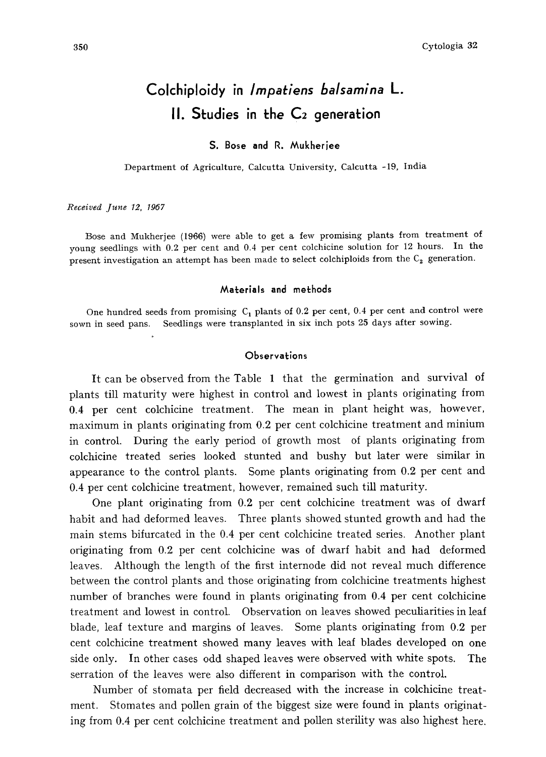# Colchiploidy in *Impatiens balsamina* L.
## II. Studies in the $C_2$ generation

**S. Bose and R. Mukherjee**

Department of Agriculture, Calcutta University, Calcutta -19, India

*Received June 12, 1967*

Bose and Mukherjee (1966) were able to get a few promising plants from treatment of young seedlings with 0.2 per cent and 0.4 per cent colchicine solution for 12 hours. In the present investigation an attempt has been made to select colchiploids from the $C_2$ generation.

### Materials and methods

One hundred seeds from promising $C_1$ plants of 0.2 per cent, 0.4 per cent and control were sown in seed pans. Seedlings were transplanted in six inch pots 25 days after sowing.

### Observations

It can be observed from the Table 1 that the germination and survival of plants till maturity were highest in control and lowest in plants originating from 0.4 per cent colchicine treatment. The mean in plant height was, however, maximum in plants originating from 0.2 per cent colchicine treatment and minium in control. During the early period of growth most of plants originating from colchicine treated series looked stunted and bushy but later were similar in appearance to the control plants. Some plants originating from 0.2 per cent and 0.4 per cent colchicine treatment, however, remained such till maturity.

One plant originating from 0.2 per cent colchicine treatment was of dwarf habit and had deformed leaves. Three plants showed stunted growth and had the main stems bifurcated in the 0.4 per cent colchicine treated series. Another plant originating from 0.2 per cent colchicine was of dwarf habit and had deformed leaves. Although the length of the first internode did not reveal much difference between the control plants and those originating from colchicine treatments highest number of branches were found in plants originating from 0.4 per cent colchicine treatment and lowest in control. Observation on leaves showed peculiarities in leaf blade, leaf texture and margins of leaves. Some plants originating from 0.2 per cent colchicine treatment showed many leaves with leaf blades developed on one side only. In other cases odd shaped leaves were observed with white spots. The serration of the leaves were also different in comparison with the control.

Number of stomata per field decreased with the increase in colchicine treatment. Stomates and pollen grain of the biggest size were found in plants originating from 0.4 per cent colchicine treatment and pollen sterility was also highest here.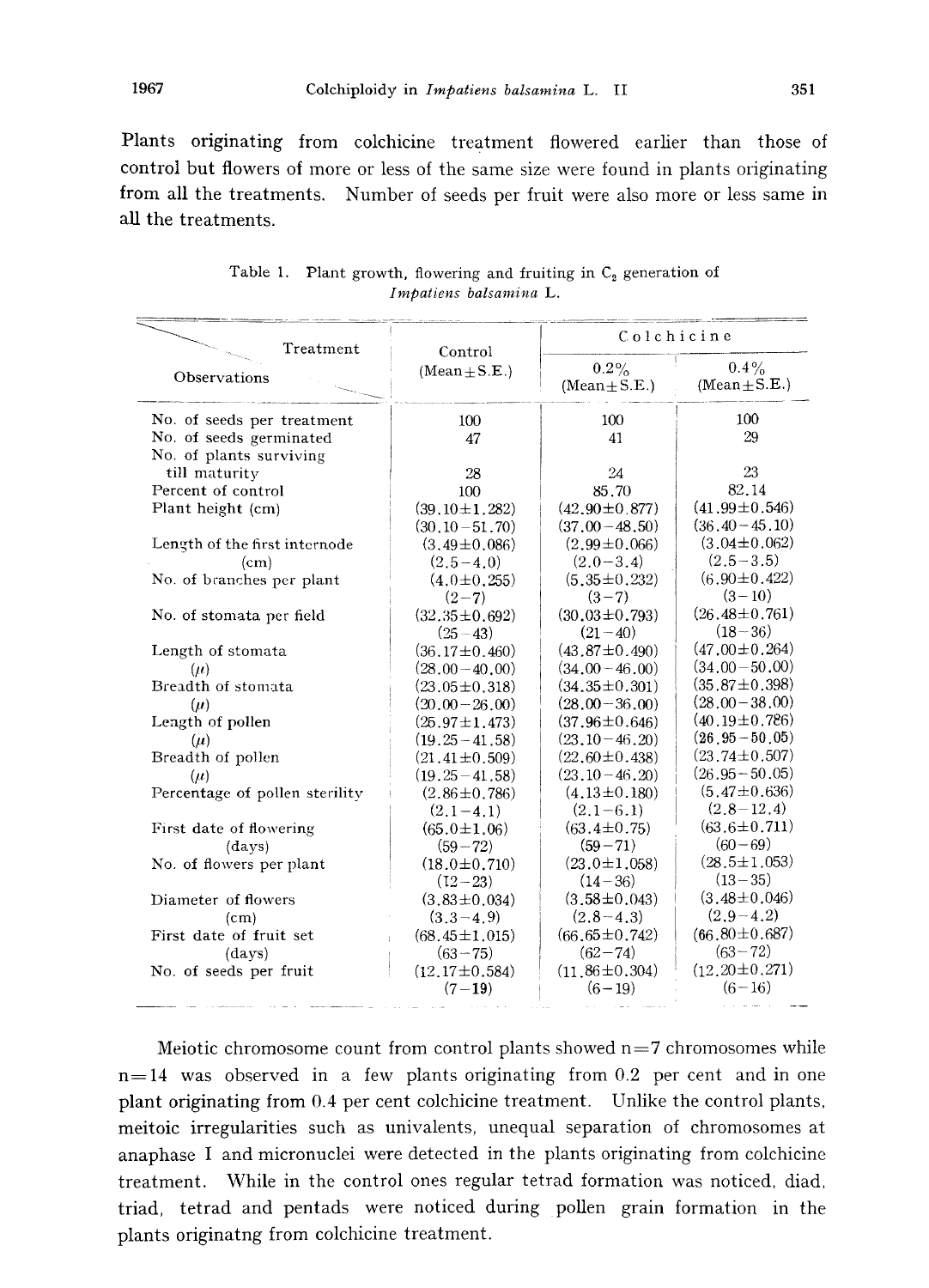Plants originating from colchicine treatment flowered earlier than those of control but flowers of more or less of the same size were found in plants originating from all the treatments. Number of seeds per fruit were also more or less same in all the treatments.

Table 1. Plant growth, flowering and fruiting in $C_2$ generation of *Impatiens balsamina* L.

| Treatment / Observations | Control (Mean±S.E.) | Colchicine 0.2% (Mean±S.E.) | Colchicine 0.4% (Mean±S.E.) |
|---|---|---|---|
| No. of seeds per treatment | 100 | 100 | 100 |
| No. of seeds germinated | 47 | 41 | 29 |
| No. of plants surviving till maturity | 28 | 24 | 23 |
| Percent of control | 100 | 85.70 | 82.14 |
| Plant height (cm) | (39.10±1.282) (30.10–51.70) | (42.90±0.877) (37.00–48.50) | (41.99±0.546) (36.40–45.10) |
| Length of the first internode (cm) | (3.49±0.086) (2.5–4.0) | (2.99±0.066) (2.0–3.4) | (3.04±0.062) (2.5–3.5) |
| No. of branches per plant | (4.0±0.255) (2–7) | (5.35±0.232) (3–7) | (6.90±0.422) (3–10) |
| No. of stomata per field | (32.35±0.692) (25–43) | (30.03±0.793) (21–40) | (26.48±0.761) (18–36) |
| Length of stomata (μ) | (36.17±0.460) (28.00–40.00) | (43.87±0.490) (34.00–46.00) | (47.00±0.264) (34.00–50.00) |
| Breadth of stomata (μ) | (23.05±0.318) (20.00–26.00) | (34.35±0.301) (28.00–36.00) | (35.87±0.398) (28.00–38.00) |
| Length of pollen (μ) | (25.97±1.473) (19.25–41.58) | (37.96±0.646) (23.10–46.20) | (40.19±0.786) (26.95–50.05) |
| Breadth of pollen (μ) | (21.41±0.509) (19.25–41.58) | (22.60±0.438) (23.10–46.20) | (23.74±0.507) (26.95–50.05) |
| Percentage of pollen sterility | (2.86±0.786) (2.1–4.1) | (4.13±0.180) (2.1–6.1) | (5.47±0.636) (2.8–12.4) |
| First date of flowering (days) | (65.0±1.06) (59–72) | (63.4±0.75) (59–71) | (63.6±0.711) (60–69) |
| No. of flowers per plant | (18.0±0.710) (12–23) | (23.0±1.058) (14–36) | (28.5±1.053) (13–35) |
| Diameter of flowers (cm) | (3.83±0.034) (3.3–4.9) | (3.58±0.043) (2.8–4.3) | (3.48±0.046) (2.9–4.2) |
| First date of fruit set (days) | (68.45±1.015) (63–75) | (66.65±0.742) (62–74) | (66.80±0.687) (63–72) |
| No. of seeds per fruit | (12.17±0.584) (7–19) | (11.86±0.304) (6–19) | (12.20±0.271) (6–16) |

Meiotic chromosome count from control plants showed n=7 chromosomes while n=14 was observed in a few plants originating from 0.2 per cent and in one plant originating from 0.4 per cent colchicine treatment. Unlike the control plants, meitoic irregularities such as univalents, unequal separation of chromosomes at anaphase I and micronuclei were detected in the plants originating from colchicine treatment. While in the control ones regular tetrad formation was noticed, diad, triad, tetrad and pentads were noticed during pollen grain formation in the plants originatng from colchicine treatment.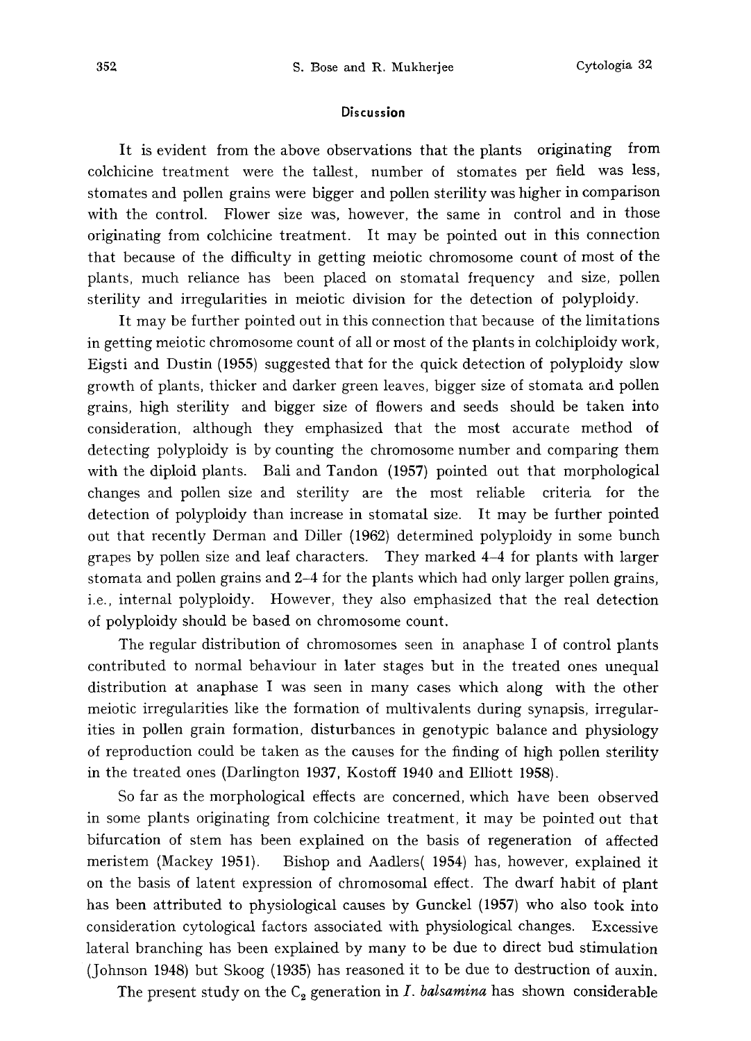## Discussion

It is evident from the above observations that the plants originating from colchicine treatment were the tallest, number of stomates per field was less, stomates and pollen grains were bigger and pollen sterility was higher in comparison with the control. Flower size was, however, the same in control and in those originating from colchicine treatment. It may be pointed out in this connection that because of the difficulty in getting meiotic chromosome count of most of the plants, much reliance has been placed on stomatal frequency and size, pollen sterility and irregularities in meiotic division for the detection of polyploidy.

It may be further pointed out in this connection that because of the limitations in getting meiotic chromosome count of all or most of the plants in colchiploidy work, Eigsti and Dustin (1955) suggested that for the quick detection of polyploidy slow growth of plants, thicker and darker green leaves, bigger size of stomata and pollen grains, high sterility and bigger size of flowers and seeds should be taken into consideration, although they emphasized that the most accurate method of detecting polyploidy is by counting the chromosome number and comparing them with the diploid plants. Bali and Tandon (1957) pointed out that morphological changes and pollen size and sterility are the most reliable criteria for the detection of polyploidy than increase in stomatal size. It may be further pointed out that recently Derman and Diller (1962) determined polyploidy in some bunch grapes by pollen size and leaf characters. They marked 4–4 for plants with larger stomata and pollen grains and 2–4 for the plants which had only larger pollen grains, i.e., internal polyploidy. However, they also emphasized that the real detection of polyploidy should be based on chromosome count.

The regular distribution of chromosomes seen in anaphase I of control plants contributed to normal behaviour in later stages but in the treated ones unequal distribution at anaphase I was seen in many cases which along with the other meiotic irregularities like the formation of multivalents during synapsis, irregularities in pollen grain formation, disturbances in genotypic balance and physiology of reproduction could be taken as the causes for the finding of high pollen sterility in the treated ones (Darlington 1937, Kostoff 1940 and Elliott 1958).

So far as the morphological effects are concerned, which have been observed in some plants originating from colchicine treatment, it may be pointed out that bifurcation of stem has been explained on the basis of regeneration of affected meristem (Mackey 1951). Bishop and Aadlers( 1954) has, however, explained it on the basis of latent expression of chromosomal effect. The dwarf habit of plant has been attributed to physiological causes by Gunckel (1957) who also took into consideration cytological factors associated with physiological changes. Excessive lateral branching has been explained by many to be due to direct bud stimulation (Johnson 1948) but Skoog (1935) has reasoned it to be due to destruction of auxin.

The present study on the $C_2$ generation in *I. balsamina* has shown considerable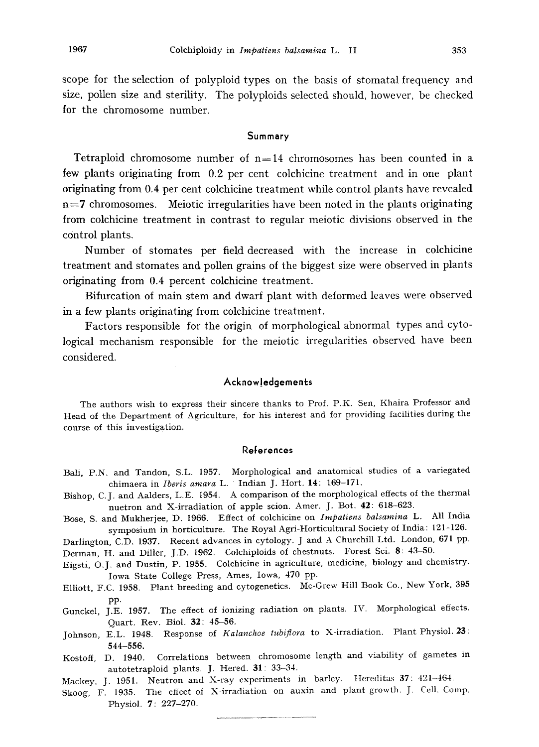scope for the selection of polyploid types on the basis of stomatal frequency and size, pollen size and sterility. The polyploids selected should, however, be checked for the chromosome number.

## Summary

Tetraploid chromosome number of n=14 chromosomes has been counted in a few plants originating from 0.2 per cent colchicine treatment and in one plant originating from 0.4 per cent colchicine treatment while control plants have revealed n=7 chromosomes. Meiotic irregularities have been noted in the plants originating from colchicine treatment in contrast to regular meiotic divisions observed in the control plants.

Number of stomates per field decreased with the increase in colchicine treatment and stomates and pollen grains of the biggest size were observed in plants originating from 0.4 percent colchicine treatment.

Bifurcation of main stem and dwarf plant with deformed leaves were observed in a few plants originating from colchicine treatment.

Factors responsible for the origin of morphological abnormal types and cytological mechanism responsible for the meiotic irregularities observed have been considered.

## Acknowledgements

The authors wish to express their sincere thanks to Prof. P.K. Sen, Khaira Professor and Head of the Department of Agriculture, for his interest and for providing facilities during the course of this investigation.

## References

Bali, P.N. and Tandon, S.L. 1957. Morphological and anatomical studies of a variegated chimaera in *Iberis amara* L. Indian J. Hort. **14**: 169–171.

Bishop, C.J. and Aalders, L.E. 1954. A comparison of the morphological effects of the thermal nuetron and X-irradiation of apple scion. Amer. J. Bot. **42**: 618–623.

Bose, S. and Mukherjee, D. 1966. Effect of colchicine on *Impatiens balsamina* L. All India symposium in horticulture. The Royal Agri-Horticultural Society of India: 121–126.

Darlington, C.D. 1937. Recent advances in cytology. J and A Churchill Ltd. London, 671 pp.

Derman, H. and Diller, J.D. 1962. Colchiploids of chestnuts. Forest Sci. **8**: 43–50.

Eigsti, O.J. and Dustin, P. 1955. Colchicine in agriculture, medicine, biology and chemistry. Iowa State College Press, Ames, Iowa, 470 pp.

Elliott, F.C. 1958. Plant breeding and cytogenetics. Mc-Grew Hill Book Co., New York, 395 pp.

Gunckel, J.E. 1957. The effect of ionizing radiation on plants. IV. Morphological effects. Quart. Rev. Biol. **32**: 45–56.

Johnson, E.L. 1948. Response of *Kalanchoe tubiflora* to X-irradiation. Plant Physiol. **23**: 544–556.

Kostoff, D. 1940. Correlations between chromosome length and viability of gametes in autotetraploid plants. J. Hered. **31**: 33–34.

Mackey, J. 1951. Neutron and X-ray experiments in barley. Hereditas **37**: 421–464.

Skoog, F. 1935. The effect of X-irradiation on auxin and plant growth. J. Cell. Comp. Physiol. **7**: 227–270.